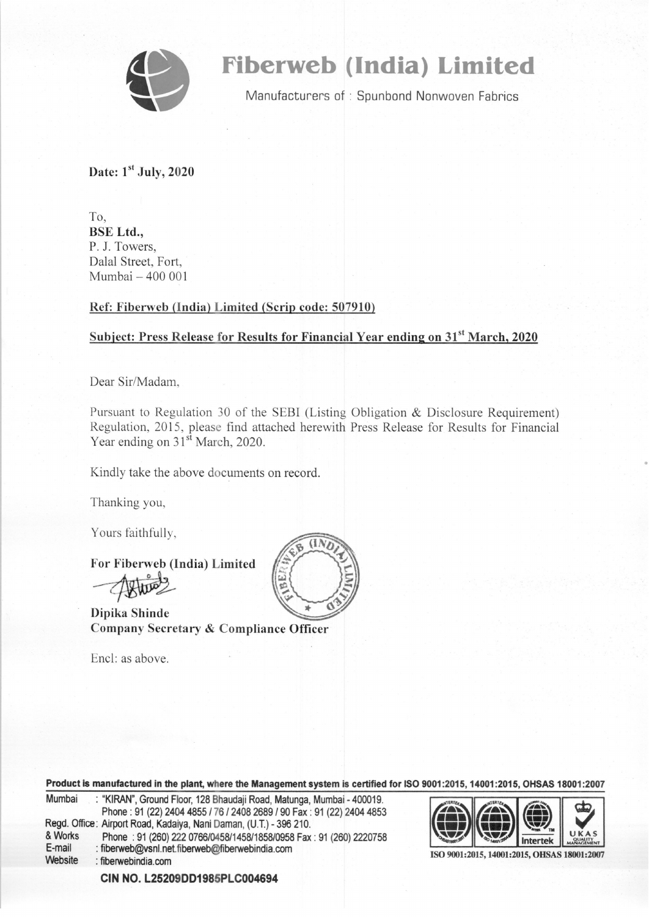# Fiberweb (India) Limited

Manufacturers of : Spunbond Nonwoven Fabrics

**Date: 1st July, 2020**

To,
**BSE Ltd.,**
P. J. Towers,
Dalal Street, Fort,
Mumbai – 400 001

**Ref: Fiberweb (India) Limited (Scrip code: 507910)**

**Subject: Press Release for Results for Financial Year ending on 31st March, 2020**

Dear Sir/Madam,

Pursuant to Regulation 30 of the SEBI (Listing Obligation & Disclosure Requirement) Regulation, 2015, please find attached herewith Press Release for Results for Financial Year ending on 31st March, 2020.

Kindly take the above documents on record.

Thanking you,

Yours faithfully,

**For Fiberweb (India) Limited**

**Dipika Shinde**
**Company Secretary & Compliance Officer**

Encl: as above.

**Product is manufactured in the plant, where the Management system is certified for ISO 9001:2015, 14001:2015, OHSAS 18001:2007**

Mumbai : "KIRAN", Ground Floor, 128 Bhaudaji Road, Matunga, Mumbai - 400019.
Phone : 91 (22) 2404 4855 / 76 / 2408 2689 / 90 Fax : 91 (22) 2404 4853
Regd. Office & Works : Airport Road, Kadaiya, Nani Daman, (U.T.) - 396 210.
Phone : 91 (260) 222 0766/0458/1458/1858/0958 Fax : 91 (260) 2220758
E-mail : fiberweb@vsnl.net.fiberweb@fiberwebindia.com
Website : fiberwebindia.com

ISO 9001:2015, 14001:2015, OHSAS 18001:2007

**CIN NO. L25209DD1985PLC004694**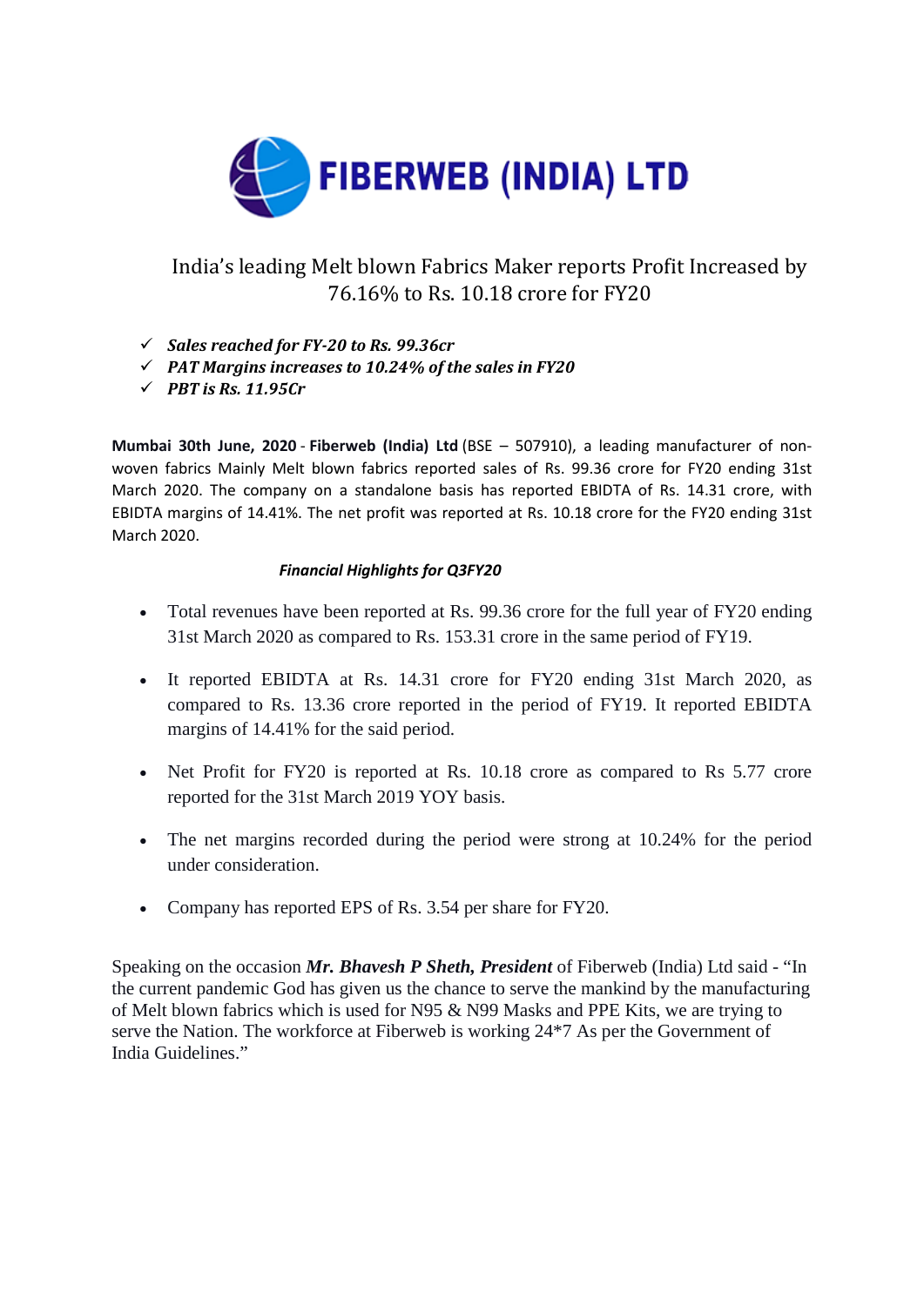# FIBERWEB (INDIA) LTD

## India's leading Melt blown Fabrics Maker reports Profit Increased by 76.16% to Rs. 10.18 crore for FY20

- ✓ ***Sales reached for FY-20 to Rs. 99.36cr***
- ✓ ***PAT Margins increases to 10.24% of the sales in FY20***
- ✓ ***PBT is Rs. 11.95Cr***

**Mumbai 30th June, 2020** - **Fiberweb (India) Ltd** (BSE – 507910), a leading manufacturer of non-woven fabrics Mainly Melt blown fabrics reported sales of Rs. 99.36 crore for FY20 ending 31st March 2020. The company on a standalone basis has reported EBIDTA of Rs. 14.31 crore, with EBIDTA margins of 14.41%. The net profit was reported at Rs. 10.18 crore for the FY20 ending 31st March 2020.

***Financial Highlights for Q3FY20***

- Total revenues have been reported at Rs. 99.36 crore for the full year of FY20 ending 31st March 2020 as compared to Rs. 153.31 crore in the same period of FY19.
- It reported EBIDTA at Rs. 14.31 crore for FY20 ending 31st March 2020, as compared to Rs. 13.36 crore reported in the period of FY19. It reported EBIDTA margins of 14.41% for the said period.
- Net Profit for FY20 is reported at Rs. 10.18 crore as compared to Rs 5.77 crore reported for the 31st March 2019 YOY basis.
- The net margins recorded during the period were strong at 10.24% for the period under consideration.
- Company has reported EPS of Rs. 3.54 per share for FY20.

Speaking on the occasion ***Mr. Bhavesh P Sheth, President*** of Fiberweb (India) Ltd said - "In the current pandemic God has given us the chance to serve the mankind by the manufacturing of Melt blown fabrics which is used for N95 & N99 Masks and PPE Kits, we are trying to serve the Nation. The workforce at Fiberweb is working 24*7 As per the Government of India Guidelines."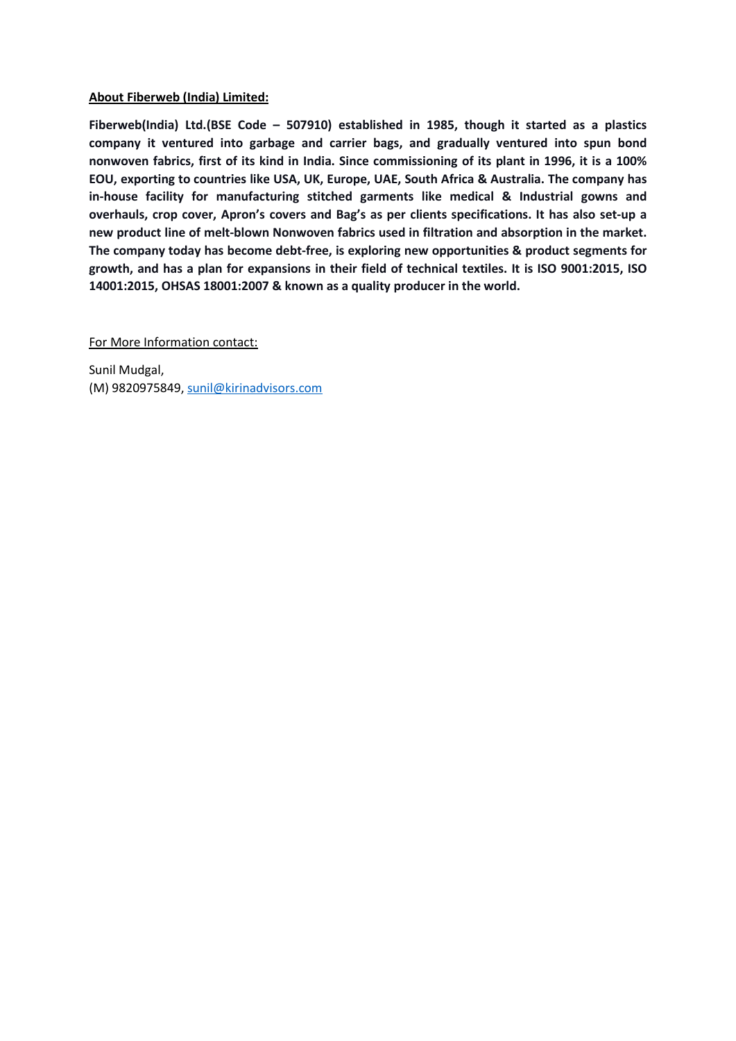**About Fiberweb (India) Limited:**

**Fiberweb(India) Ltd.(BSE Code – 507910) established in 1985, though it started as a plastics company it ventured into garbage and carrier bags, and gradually ventured into spun bond nonwoven fabrics, first of its kind in India. Since commissioning of its plant in 1996, it is a 100% EOU, exporting to countries like USA, UK, Europe, UAE, South Africa & Australia. The company has in-house facility for manufacturing stitched garments like medical & Industrial gowns and overhauls, crop cover, Apron's covers and Bag's as per clients specifications. It has also set-up a new product line of melt-blown Nonwoven fabrics used in filtration and absorption in the market. The company today has become debt-free, is exploring new opportunities & product segments for growth, and has a plan for expansions in their field of technical textiles. It is ISO 9001:2015, ISO 14001:2015, OHSAS 18001:2007 & known as a quality producer in the world.**

For More Information contact:

Sunil Mudgal,
(M) 9820975849, sunil@kirinadvisors.com